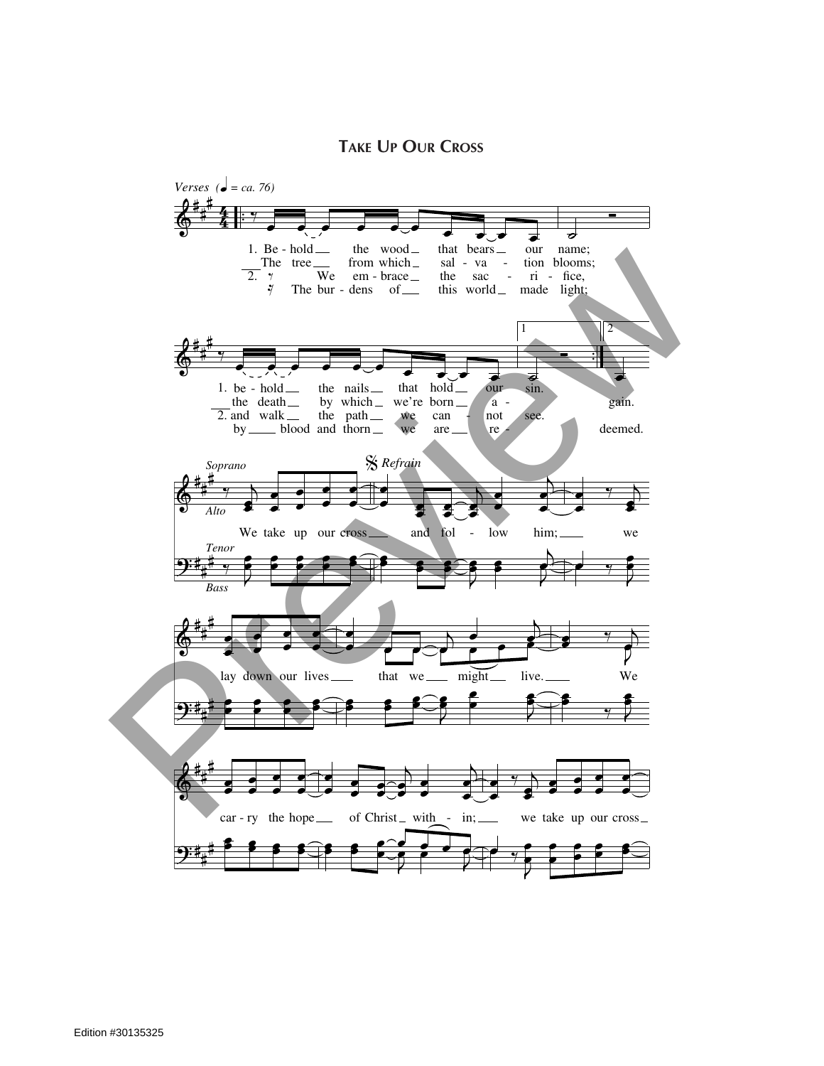# Take Up Our Cross

*Verses* (♩ = ca. 76)

1. Be - hold the wood that bears our name;
The tree from which sal - va - tion blooms;
2. We em - brace the sac - ri - fice,
The bur - dens of this world made light;

1. be - hold the nails that hold our sin.
the death by which we're born a - gain.
2. and walk the path we can - not see.
by blood and thorn we are re - deemed.

Soprano / Alto / Tenor / Bass

*Refrain*

We take up our cross and fol - low him; we lay down our lives that we might live. We car - ry the hope of Christ with - in; we take up our cross

Edition #30135325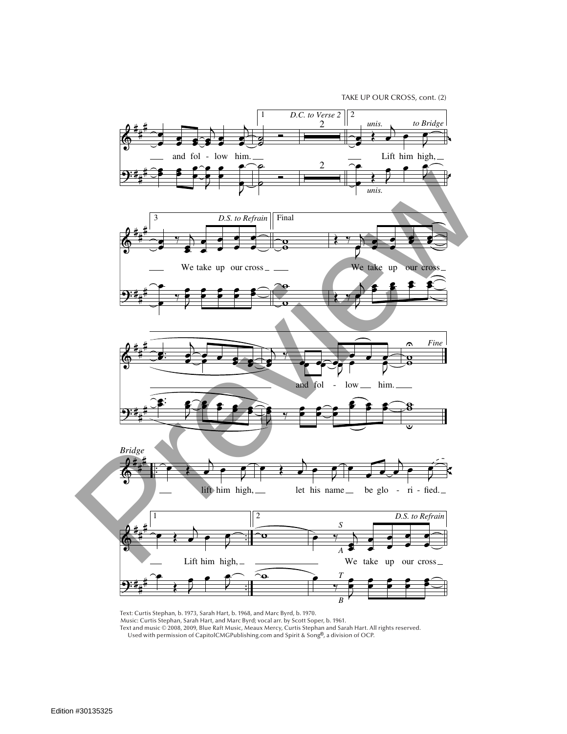Text: Curtis Stephan, b. 1973, Sarah Hart, b. 1968, and Marc Byrd, b. 1970.
Music: Curtis Stephan, Sarah Hart, and Marc Byrd; vocal arr. by Scott Soper, b. 1961.
Text and music © 2008, 2009, Blue Raft Music, Meaux Mercy, Curtis Stephan and Sarah Hart. All rights reserved.
Used with permission of CapitolCMGPublishing.com and Spirit & Song®, a division of OCP.

Edition #30135325